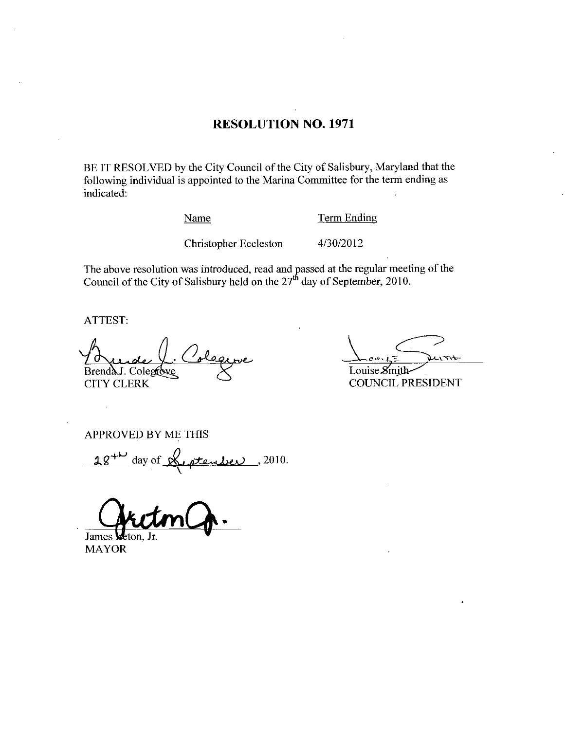# RESOLUTION NO. 1971

BE IT RESOLVED by the City Council of the City of Salisbury, Maryland that the following individual is appointed to the Marina Committee for the term ending as indicated:

| Name | Term Ending |
| --- | --- |
| Christopher Eccleston | 4/30/2012 |

The above resolution was introduced, read and passed at the regular meeting of the Council of the City of Salisbury held on the 27th day of September, 2010.

ATTEST:

Brenda J. Colegrove
CITY CLERK

Louise Smith
COUNCIL PRESIDENT

APPROVED BY ME THIS

28th day of September, 2010.

James Ireton, Jr.
MAYOR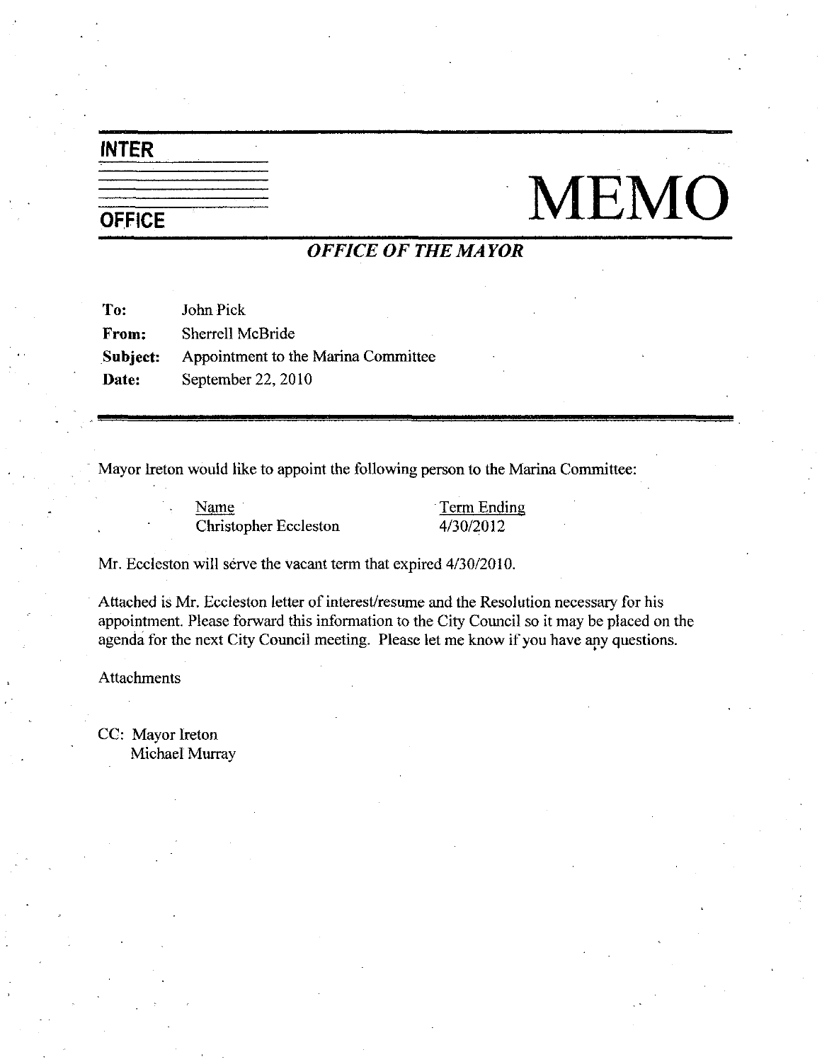**INTER**

**OFFICE**

# MEMO

***OFFICE OF THE MAYOR***

**To:** John Pick
**From:** Sherrell McBride
**Subject:** Appointment to the Marina Committee
**Date:** September 22, 2010

---

Mayor Ireton would like to appoint the following person to the Marina Committee:

| Name | Term Ending |
|---|---|
| Christopher Eccleston | 4/30/2012 |

Mr. Eccleston will serve the vacant term that expired 4/30/2010.

Attached is Mr. Eccleston letter of interest/resume and the Resolution necessary for his appointment. Please forward this information to the City Council so it may be placed on the agenda for the next City Council meeting. Please let me know if you have any questions.

Attachments

CC: Mayor Ireton
Michael Murray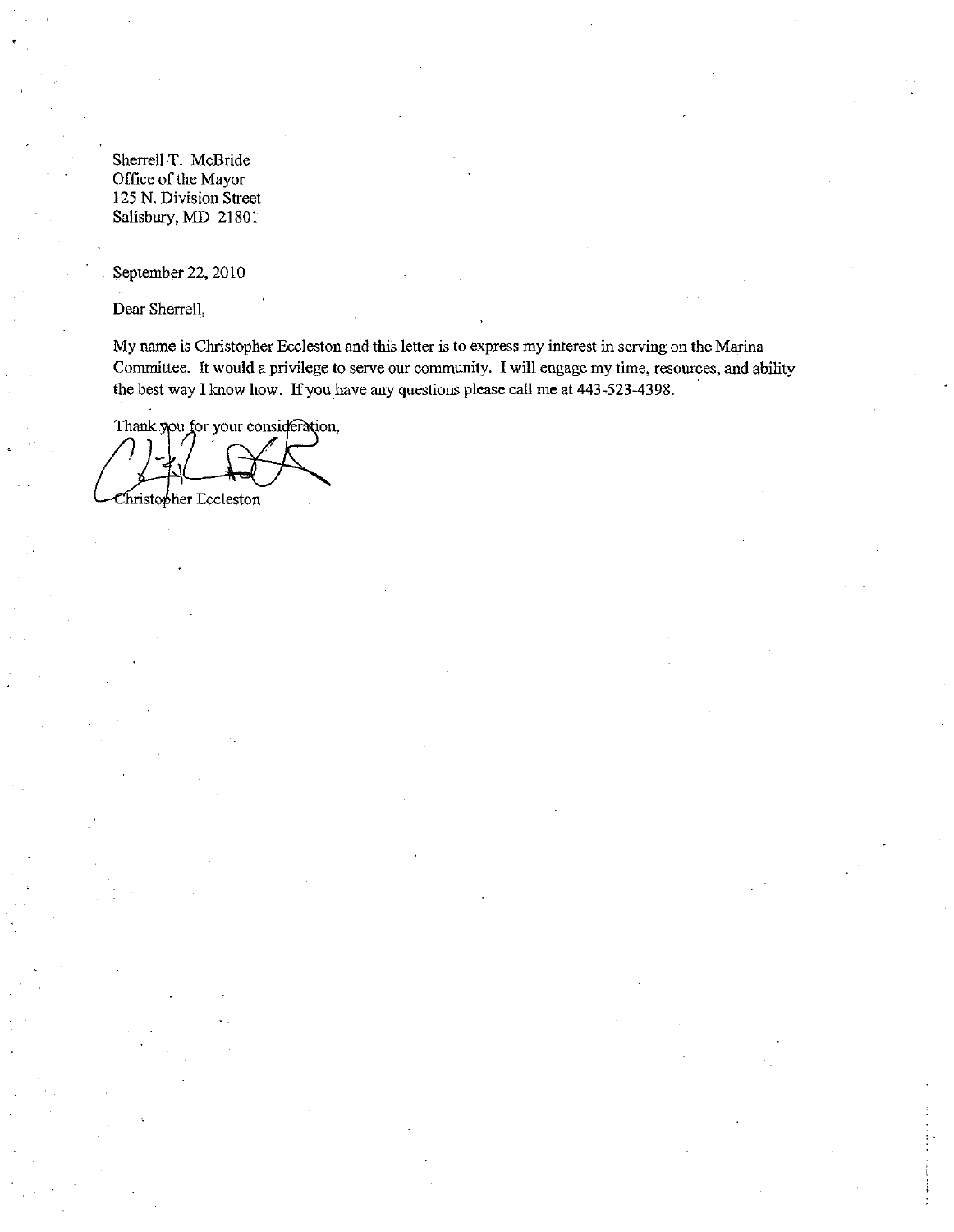Sherrell T. McBride
Office of the Mayor
125 N. Division Street
Salisbury, MD 21801

September 22, 2010

Dear Sherrell,

My name is Christopher Eccleston and this letter is to express my interest in serving on the Marina Committee. It would a privilege to serve our community. I will engage my time, resources, and ability the best way I know how. If you have any questions please call me at 443-523-4398.

Thank you for your consideration,

Christopher Eccleston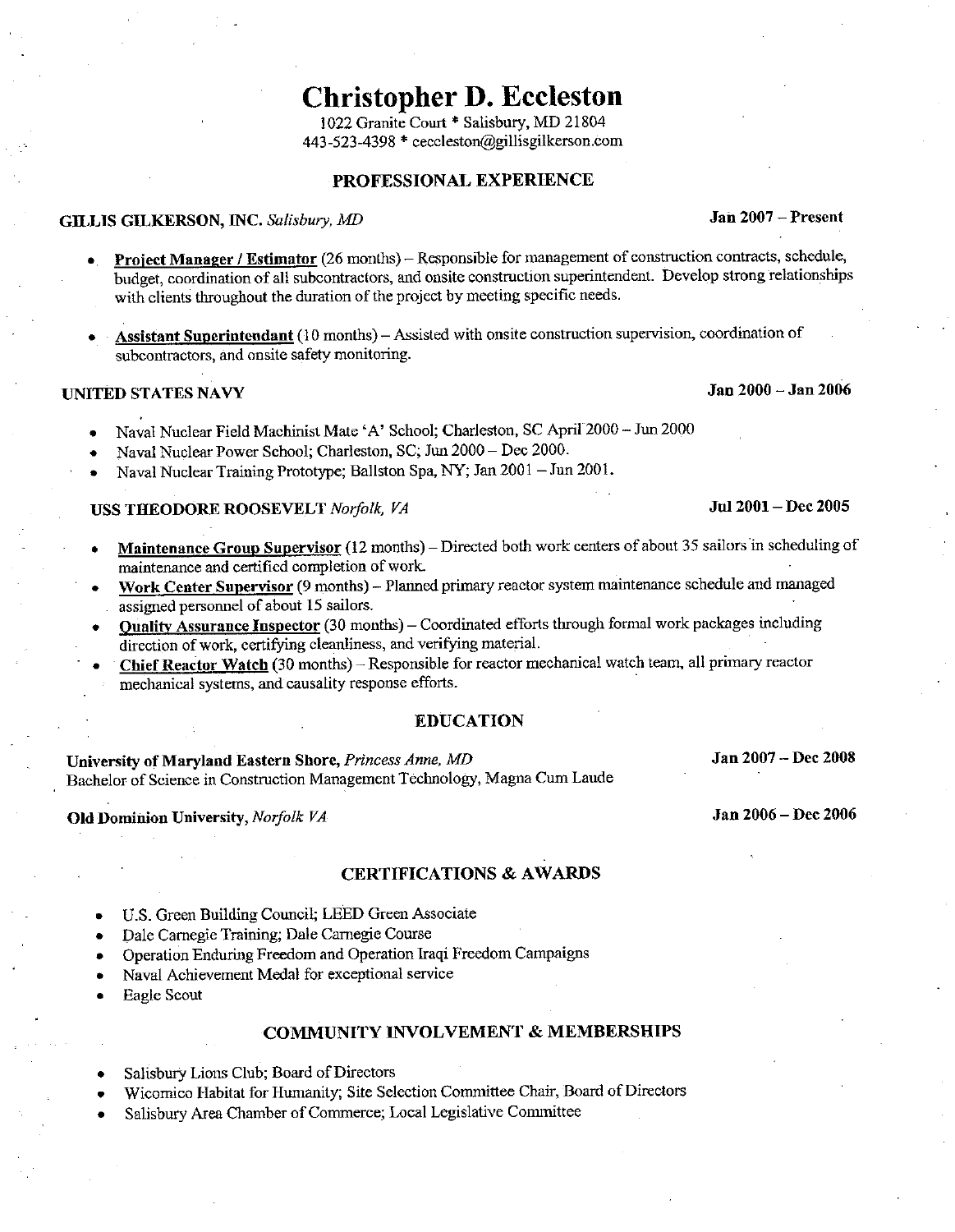# Christopher D. Eccleston

1022 Granite Court * Salisbury, MD 21804
443-523-4398 * ceccleston@gillisgilkerson.com

## PROFESSIONAL EXPERIENCE

**GILLIS GILKERSON, INC.** *Salisbury, MD* **Jan 2007 – Present**

- **Project Manager / Estimator** (26 months) – Responsible for management of construction contracts, schedule, budget, coordination of all subcontractors, and onsite construction superintendent. Develop strong relationships with clients throughout the duration of the project by meeting specific needs.

- **Assistant Superintendant** (10 months) – Assisted with onsite construction supervision, coordination of subcontractors, and onsite safety monitoring.

**UNITED STATES NAVY** **Jan 2000 – Jan 2006**

- Naval Nuclear Field Machinist Mate 'A' School; Charleston, SC April 2000 – Jun 2000
- Naval Nuclear Power School; Charleston, SC; Jun 2000 – Dec 2000.
- Naval Nuclear Training Prototype; Ballston Spa, NY; Jan 2001 – Jun 2001.

**USS THEODORE ROOSEVELT** *Norfolk, VA* **Jul 2001 – Dec 2005**

- **Maintenance Group Supervisor** (12 months) – Directed both work centers of about 35 sailors in scheduling of maintenance and certified completion of work.
- **Work Center Supervisor** (9 months) – Planned primary reactor system maintenance schedule and managed assigned personnel of about 15 sailors.
- **Quality Assurance Inspector** (30 months) – Coordinated efforts through formal work packages including direction of work, certifying cleanliness, and verifying material.
- **Chief Reactor Watch** (30 months) – Responsible for reactor mechanical watch team, all primary reactor mechanical systems, and causality response efforts.

## EDUCATION

**University of Maryland Eastern Shore,** *Princess Anne, MD* **Jan 2007 – Dec 2008**
Bachelor of Science in Construction Management Technology, Magna Cum Laude

**Old Dominion University,** *Norfolk VA* **Jan 2006 – Dec 2006**

## CERTIFICATIONS & AWARDS

- U.S. Green Building Council; LEED Green Associate
- Dale Carnegie Training; Dale Carnegie Course
- Operation Enduring Freedom and Operation Iraqi Freedom Campaigns
- Naval Achievement Medal for exceptional service
- Eagle Scout

## COMMUNITY INVOLVEMENT & MEMBERSHIPS

- Salisbury Lions Club; Board of Directors
- Wicomico Habitat for Humanity; Site Selection Committee Chair, Board of Directors
- Salisbury Area Chamber of Commerce; Local Legislative Committee